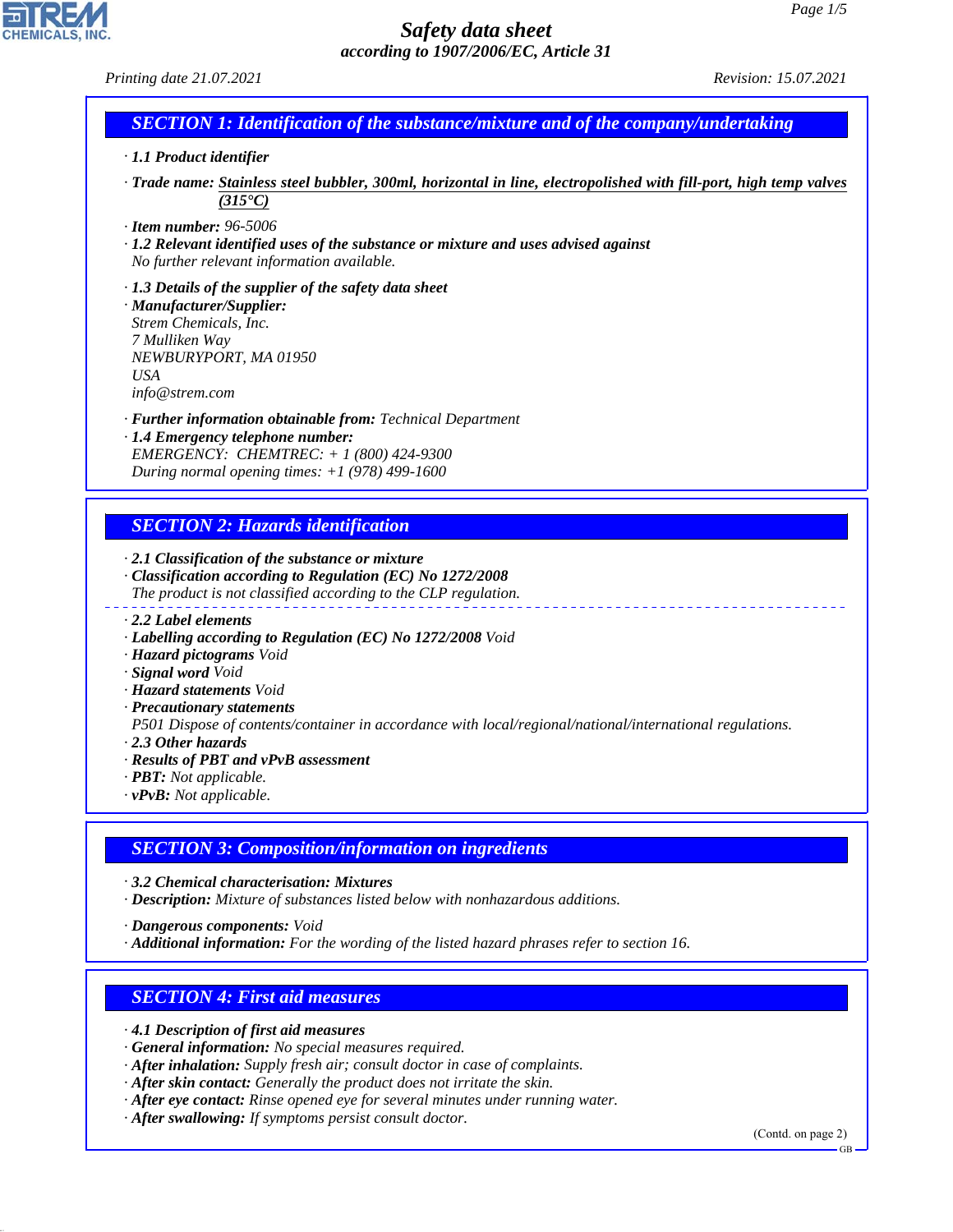# Safety data sheet
*according to 1907/2006/EC, Article 31*

*Printing date 21.07.2021* *Revision: 15.07.2021*

## SECTION 1: Identification of the substance/mixture and of the company/undertaking

· **1.1 Product identifier**

· **Trade name:** **Stainless steel bubbler, 300ml, horizontal in line, electropolished with fill-port, high temp valves (315°C)**

· **Item number:** 96-5006

· **1.2 Relevant identified uses of the substance or mixture and uses advised against**
No further relevant information available.

· **1.3 Details of the supplier of the safety data sheet**

· **Manufacturer/Supplier:**
Strem Chemicals, Inc.
7 Mulliken Way
NEWBURYPORT, MA 01950
USA
info@strem.com

· **Further information obtainable from:** Technical Department

· **1.4 Emergency telephone number:**
EMERGENCY: CHEMTREC: + 1 (800) 424-9300
During normal opening times: +1 (978) 499-1600

## SECTION 2: Hazards identification

· **2.1 Classification of the substance or mixture**

· **Classification according to Regulation (EC) No 1272/2008**
The product is not classified according to the CLP regulation.

· **2.2 Label elements**

· **Labelling according to Regulation (EC) No 1272/2008** Void

· **Hazard pictograms** Void

· **Signal word** Void

· **Hazard statements** Void

· **Precautionary statements**
P501 Dispose of contents/container in accordance with local/regional/national/international regulations.

· **2.3 Other hazards**

· **Results of PBT and vPvB assessment**

· **PBT:** Not applicable.

· **vPvB:** Not applicable.

## SECTION 3: Composition/information on ingredients

· **3.2 Chemical characterisation: Mixtures**

· **Description:** Mixture of substances listed below with nonhazardous additions.

· **Dangerous components:** Void

· **Additional information:** For the wording of the listed hazard phrases refer to section 16.

## SECTION 4: First aid measures

· **4.1 Description of first aid measures**

· **General information:** No special measures required.

· **After inhalation:** Supply fresh air; consult doctor in case of complaints.

· **After skin contact:** Generally the product does not irritate the skin.

· **After eye contact:** Rinse opened eye for several minutes under running water.

· **After swallowing:** If symptoms persist consult doctor.

(Contd. on page 2)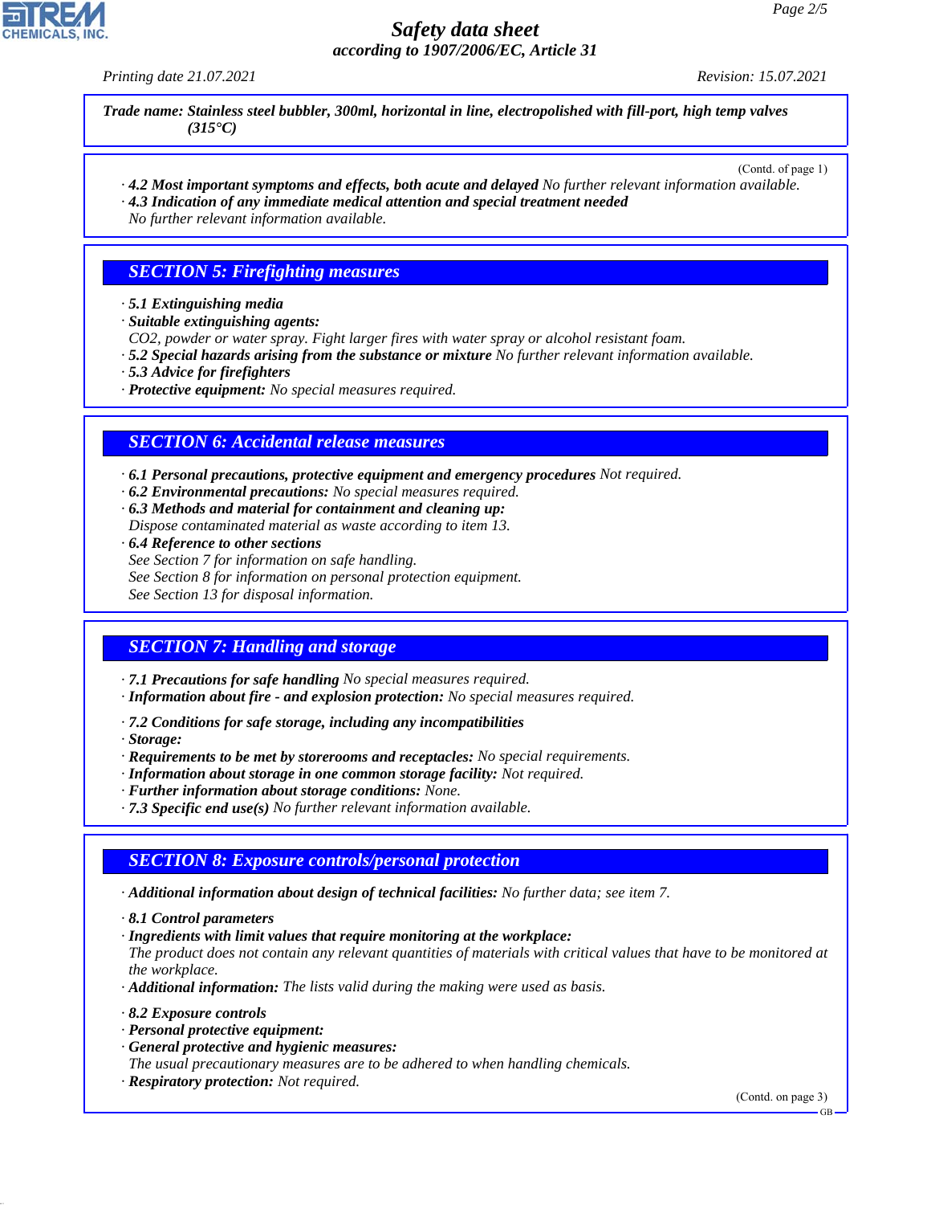**Trade name: Stainless steel bubbler, 300ml, horizontal in line, electropolished with fill-port, high temp valves (315°C)**

(Contd. of page 1)

· **4.2 Most important symptoms and effects, both acute and delayed** No further relevant information available.
· **4.3 Indication of any immediate medical attention and special treatment needed**
No further relevant information available.

## SECTION 5: Firefighting measures

· **5.1 Extinguishing media**
· **Suitable extinguishing agents:**
$CO_2$, powder or water spray. Fight larger fires with water spray or alcohol resistant foam.
· **5.2 Special hazards arising from the substance or mixture** No further relevant information available.
· **5.3 Advice for firefighters**
· **Protective equipment:** No special measures required.

## SECTION 6: Accidental release measures

· **6.1 Personal precautions, protective equipment and emergency procedures** Not required.
· **6.2 Environmental precautions:** No special measures required.
· **6.3 Methods and material for containment and cleaning up:**
Dispose contaminated material as waste according to item 13.
· **6.4 Reference to other sections**
See Section 7 for information on safe handling.
See Section 8 for information on personal protection equipment.
See Section 13 for disposal information.

## SECTION 7: Handling and storage

· **7.1 Precautions for safe handling** No special measures required.
· **Information about fire - and explosion protection:** No special measures required.

· **7.2 Conditions for safe storage, including any incompatibilities**
· **Storage:**
· **Requirements to be met by storerooms and receptacles:** No special requirements.
· **Information about storage in one common storage facility:** Not required.
· **Further information about storage conditions:** None.
· **7.3 Specific end use(s)** No further relevant information available.

## SECTION 8: Exposure controls/personal protection

· **Additional information about design of technical facilities:** No further data; see item 7.

· **8.1 Control parameters**
· **Ingredients with limit values that require monitoring at the workplace:**
The product does not contain any relevant quantities of materials with critical values that have to be monitored at the workplace.
· **Additional information:** The lists valid during the making were used as basis.

· **8.2 Exposure controls**
· **Personal protective equipment:**
· **General protective and hygienic measures:**
The usual precautionary measures are to be adhered to when handling chemicals.
· **Respiratory protection:** Not required.

(Contd. on page 3)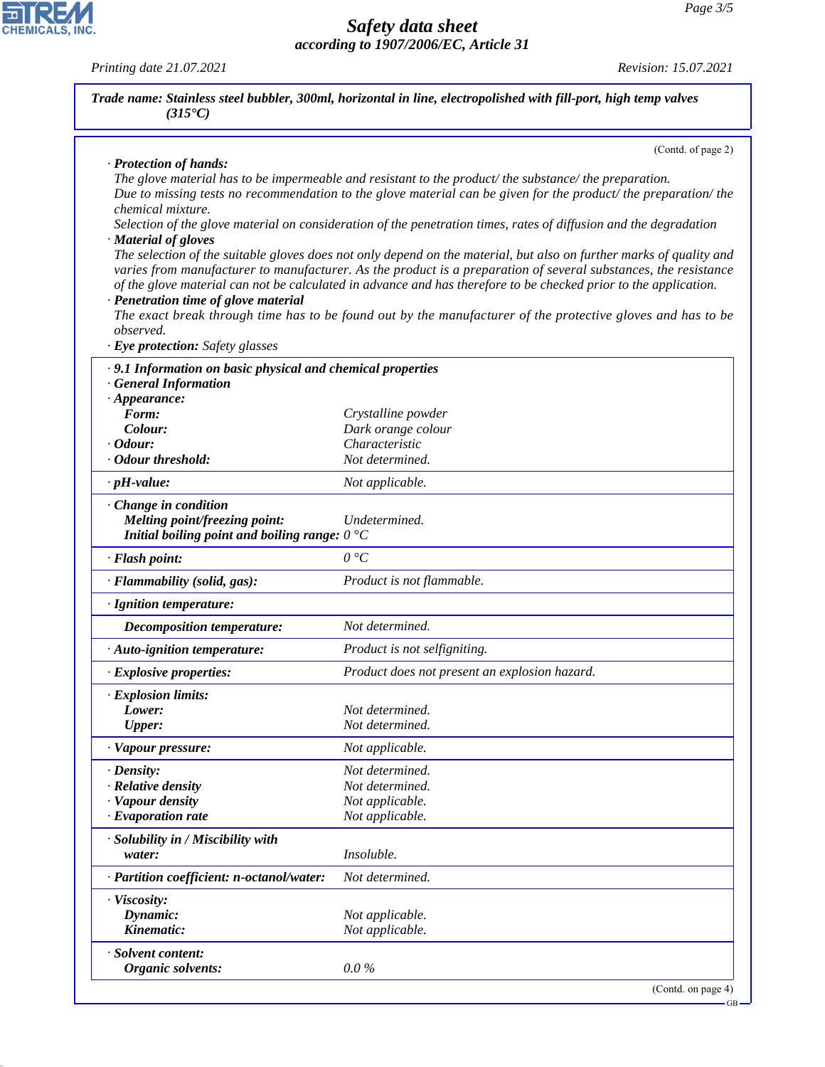**Trade name: Stainless steel bubbler, 300ml, horizontal in line, electropolished with fill-port, high temp valves (315°C)**

(Contd. of page 2)

· **Protection of hands:**
The glove material has to be impermeable and resistant to the product/ the substance/ the preparation.
Due to missing tests no recommendation to the glove material can be given for the product/ the preparation/ the chemical mixture.
Selection of the glove material on consideration of the penetration times, rates of diffusion and the degradation

· **Material of gloves**
The selection of the suitable gloves does not only depend on the material, but also on further marks of quality and varies from manufacturer to manufacturer. As the product is a preparation of several substances, the resistance of the glove material can not be calculated in advance and has therefore to be checked prior to the application.

· **Penetration time of glove material**
The exact break through time has to be found out by the manufacturer of the protective gloves and has to be observed.

· **Eye protection:** Safety glasses

| · **9.1 Information on basic physical and chemical properties** | |
|---|---|
| · **General Information** | |
| · **Appearance:** | |
| **Form:** | Crystalline powder |
| **Colour:** | Dark orange colour |
| · **Odour:** | Characteristic |
| · **Odour threshold:** | Not determined. |
| · **pH-value:** | Not applicable. |
| · **Change in condition** | |
| **Melting point/freezing point:** | Undetermined. |
| **Initial boiling point and boiling range:** | 0 °C |
| · **Flash point:** | 0 °C |
| · **Flammability (solid, gas):** | Product is not flammable. |
| · **Ignition temperature:** | |
| **Decomposition temperature:** | Not determined. |
| · **Auto-ignition temperature:** | Product is not selfigniting. |
| · **Explosive properties:** | Product does not present an explosion hazard. |
| · **Explosion limits:** | |
| **Lower:** | Not determined. |
| **Upper:** | Not determined. |
| · **Vapour pressure:** | Not applicable. |
| · **Density:** | Not determined. |
| · **Relative density** | Not determined. |
| · **Vapour density** | Not applicable. |
| · **Evaporation rate** | Not applicable. |
| · **Solubility in / Miscibility with** | |
| **water:** | Insoluble. |
| · **Partition coefficient: n-octanol/water:** | Not determined. |
| · **Viscosity:** | |
| **Dynamic:** | Not applicable. |
| **Kinematic:** | Not applicable. |
| · **Solvent content:** | |
| **Organic solvents:** | 0.0 % |

(Contd. on page 4)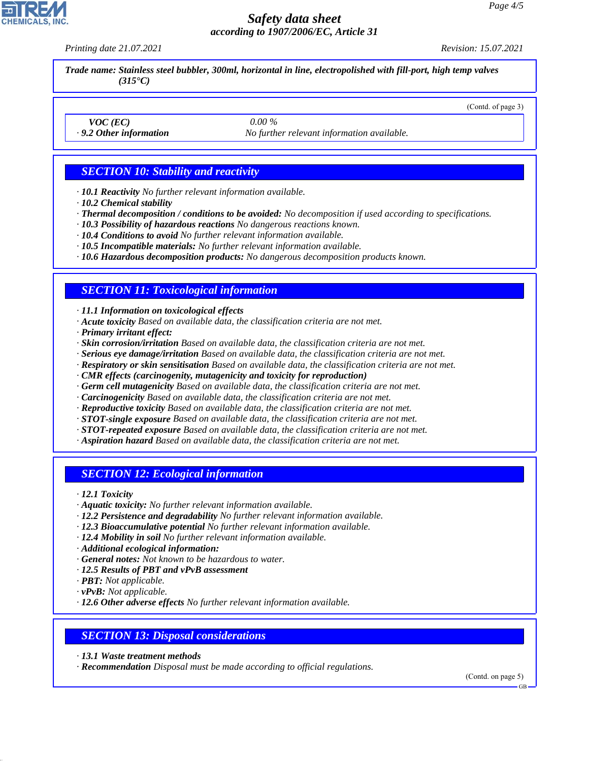*Trade name: Stainless steel bubbler, 300ml, horizontal in line, electropolished with fill-port, high temp valves (315°C)*

(Contd. of page 3)

| | |
|---|---|
| *VOC (EC)* | *0.00 %* |
| **· 9.2 Other information** | *No further relevant information available.* |

## SECTION 10: Stability and reactivity

- **10.1 Reactivity** *No further relevant information available.*
- **10.2 Chemical stability**
- **Thermal decomposition / conditions to be avoided:** *No decomposition if used according to specifications.*
- **10.3 Possibility of hazardous reactions** *No dangerous reactions known.*
- **10.4 Conditions to avoid** *No further relevant information available.*
- **10.5 Incompatible materials:** *No further relevant information available.*
- **10.6 Hazardous decomposition products:** *No dangerous decomposition products known.*

## SECTION 11: Toxicological information

- **11.1 Information on toxicological effects**
- **Acute toxicity** *Based on available data, the classification criteria are not met.*
- **Primary irritant effect:**
- **Skin corrosion/irritation** *Based on available data, the classification criteria are not met.*
- **Serious eye damage/irritation** *Based on available data, the classification criteria are not met.*
- **Respiratory or skin sensitisation** *Based on available data, the classification criteria are not met.*
- **CMR effects (carcinogenity, mutagenicity and toxicity for reproduction)**
- **Germ cell mutagenicity** *Based on available data, the classification criteria are not met.*
- **Carcinogenicity** *Based on available data, the classification criteria are not met.*
- **Reproductive toxicity** *Based on available data, the classification criteria are not met.*
- **STOT-single exposure** *Based on available data, the classification criteria are not met.*
- **STOT-repeated exposure** *Based on available data, the classification criteria are not met.*
- **Aspiration hazard** *Based on available data, the classification criteria are not met.*

## SECTION 12: Ecological information

- **12.1 Toxicity**
- **Aquatic toxicity:** *No further relevant information available.*
- **12.2 Persistence and degradability** *No further relevant information available.*
- **12.3 Bioaccumulative potential** *No further relevant information available.*
- **12.4 Mobility in soil** *No further relevant information available.*
- **Additional ecological information:**
- **General notes:** *Not known to be hazardous to water.*
- **12.5 Results of PBT and vPvB assessment**
- **PBT:** *Not applicable.*
- **vPvB:** *Not applicable.*
- **12.6 Other adverse effects** *No further relevant information available.*

## SECTION 13: Disposal considerations

- **13.1 Waste treatment methods**
- **Recommendation** *Disposal must be made according to official regulations.*

(Contd. on page 5)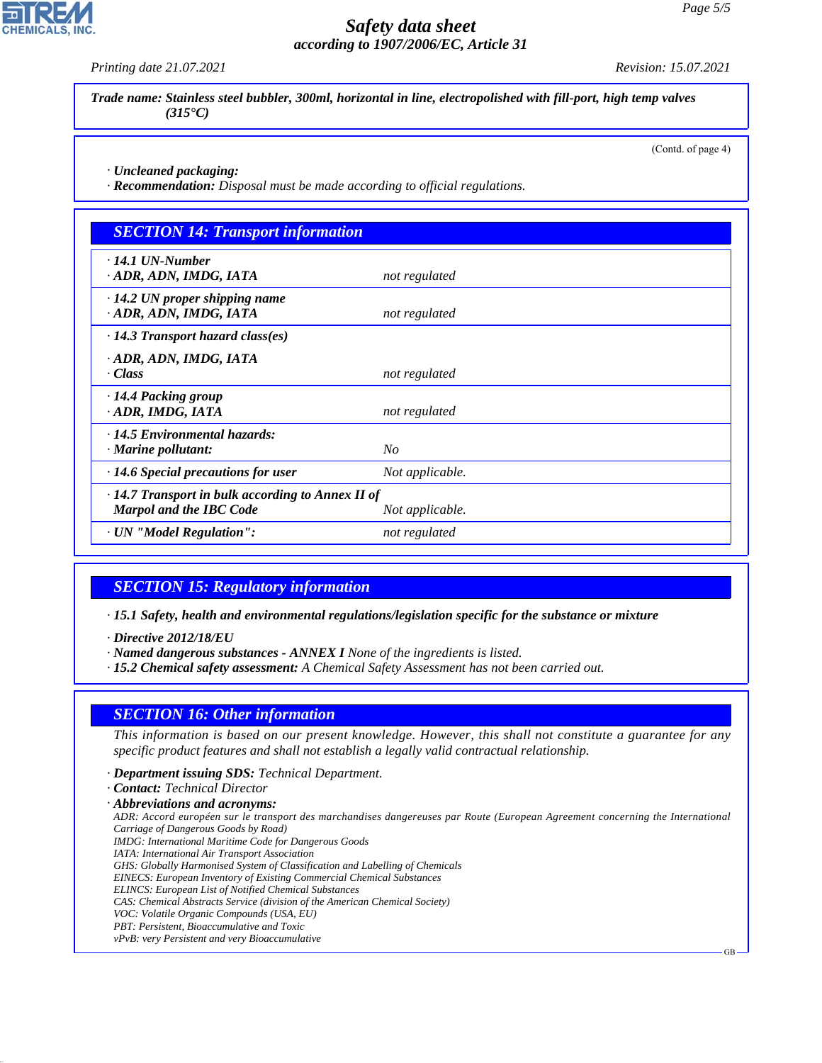**Trade name: Stainless steel bubbler, 300ml, horizontal in line, electropolished with fill-port, high temp valves (315°C)**

(Contd. of page 4)

· **Uncleaned packaging:**
· **Recommendation:** *Disposal must be made according to official regulations.*

## SECTION 14: Transport information

| | |
|---|---|
| · **14.1 UN-Number** · **ADR, ADN, IMDG, IATA** | *not regulated* |
| · **14.2 UN proper shipping name** · **ADR, ADN, IMDG, IATA** | *not regulated* |
| · **14.3 Transport hazard class(es)** · **ADR, ADN, IMDG, IATA** · **Class** | *not regulated* |
| · **14.4 Packing group** · **ADR, IMDG, IATA** | *not regulated* |
| · **14.5 Environmental hazards:** · **Marine pollutant:** | *No* |
| · **14.6 Special precautions for user** | *Not applicable.* |
| · **14.7 Transport in bulk according to Annex II of Marpol and the IBC Code** | *Not applicable.* |
| · **UN "Model Regulation":** | *not regulated* |

## SECTION 15: Regulatory information

· **15.1 Safety, health and environmental regulations/legislation specific for the substance or mixture**

· **Directive 2012/18/EU**
· **Named dangerous substances - ANNEX I** *None of the ingredients is listed.*
· **15.2 Chemical safety assessment:** *A Chemical Safety Assessment has not been carried out.*

## SECTION 16: Other information

*This information is based on our present knowledge. However, this shall not constitute a guarantee for any specific product features and shall not establish a legally valid contractual relationship.*

· **Department issuing SDS:** *Technical Department.*
· **Contact:** *Technical Director*
· **Abbreviations and acronyms:**
*ADR: Accord européen sur le transport des marchandises dangereuses par Route (European Agreement concerning the International Carriage of Dangerous Goods by Road)*
*IMDG: International Maritime Code for Dangerous Goods*
*IATA: International Air Transport Association*
*GHS: Globally Harmonised System of Classification and Labelling of Chemicals*
*EINECS: European Inventory of Existing Commercial Chemical Substances*
*ELINCS: European List of Notified Chemical Substances*
*CAS: Chemical Abstracts Service (division of the American Chemical Society)*
*VOC: Volatile Organic Compounds (USA, EU)*
*PBT: Persistent, Bioaccumulative and Toxic*
*vPvB: very Persistent and very Bioaccumulative*